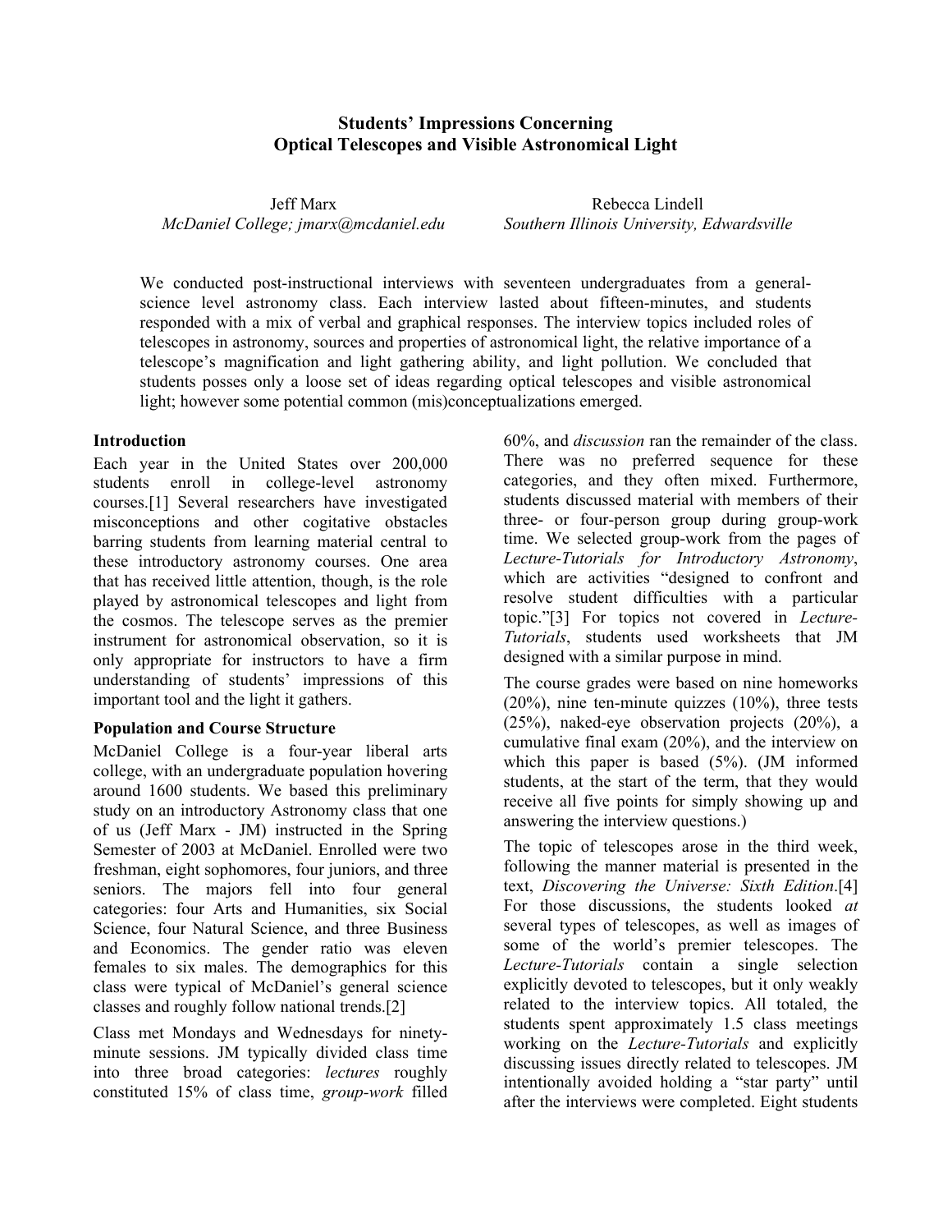# Students' Impressions Concerning Optical Telescopes and Visible Astronomical Light

Jeff Marx
*McDaniel College; jmarx@mcdaniel.edu*

Rebecca Lindell
*Southern Illinois University, Edwardsville*

We conducted post-instructional interviews with seventeen undergraduates from a general-science level astronomy class. Each interview lasted about fifteen-minutes, and students responded with a mix of verbal and graphical responses. The interview topics included roles of telescopes in astronomy, sources and properties of astronomical light, the relative importance of a telescope's magnification and light gathering ability, and light pollution. We concluded that students posses only a loose set of ideas regarding optical telescopes and visible astronomical light; however some potential common (mis)conceptualizations emerged.

## Introduction

Each year in the United States over 200,000 students enroll in college-level astronomy courses.[1] Several researchers have investigated misconceptions and other cogitative obstacles barring students from learning material central to these introductory astronomy courses. One area that has received little attention, though, is the role played by astronomical telescopes and light from the cosmos. The telescope serves as the premier instrument for astronomical observation, so it is only appropriate for instructors to have a firm understanding of students' impressions of this important tool and the light it gathers.

## Population and Course Structure

McDaniel College is a four-year liberal arts college, with an undergraduate population hovering around 1600 students. We based this preliminary study on an introductory Astronomy class that one of us (Jeff Marx - JM) instructed in the Spring Semester of 2003 at McDaniel. Enrolled were two freshman, eight sophomores, four juniors, and three seniors. The majors fell into four general categories: four Arts and Humanities, six Social Science, four Natural Science, and three Business and Economics. The gender ratio was eleven females to six males. The demographics for this class were typical of McDaniel's general science classes and roughly follow national trends.[2]

Class met Mondays and Wednesdays for ninety-minute sessions. JM typically divided class time into three broad categories: *lectures* roughly constituted 15% of class time, *group-work* filled 60%, and *discussion* ran the remainder of the class. There was no preferred sequence for these categories, and they often mixed. Furthermore, students discussed material with members of their three- or four-person group during group-work time. We selected group-work from the pages of *Lecture-Tutorials for Introductory Astronomy*, which are activities "designed to confront and resolve student difficulties with a particular topic."[3] For topics not covered in *Lecture-Tutorials*, students used worksheets that JM designed with a similar purpose in mind.

The course grades were based on nine homeworks (20%), nine ten-minute quizzes (10%), three tests (25%), naked-eye observation projects (20%), a cumulative final exam (20%), and the interview on which this paper is based (5%). (JM informed students, at the start of the term, that they would receive all five points for simply showing up and answering the interview questions.)

The topic of telescopes arose in the third week, following the manner material is presented in the text, *Discovering the Universe: Sixth Edition*.[4] For those discussions, the students looked *at* several types of telescopes, as well as images of some of the world's premier telescopes. The *Lecture-Tutorials* contain a single selection explicitly devoted to telescopes, but it only weakly related to the interview topics. All totaled, the students spent approximately 1.5 class meetings working on the *Lecture-Tutorials* and explicitly discussing issues directly related to telescopes. JM intentionally avoided holding a "star party" until after the interviews were completed. Eight students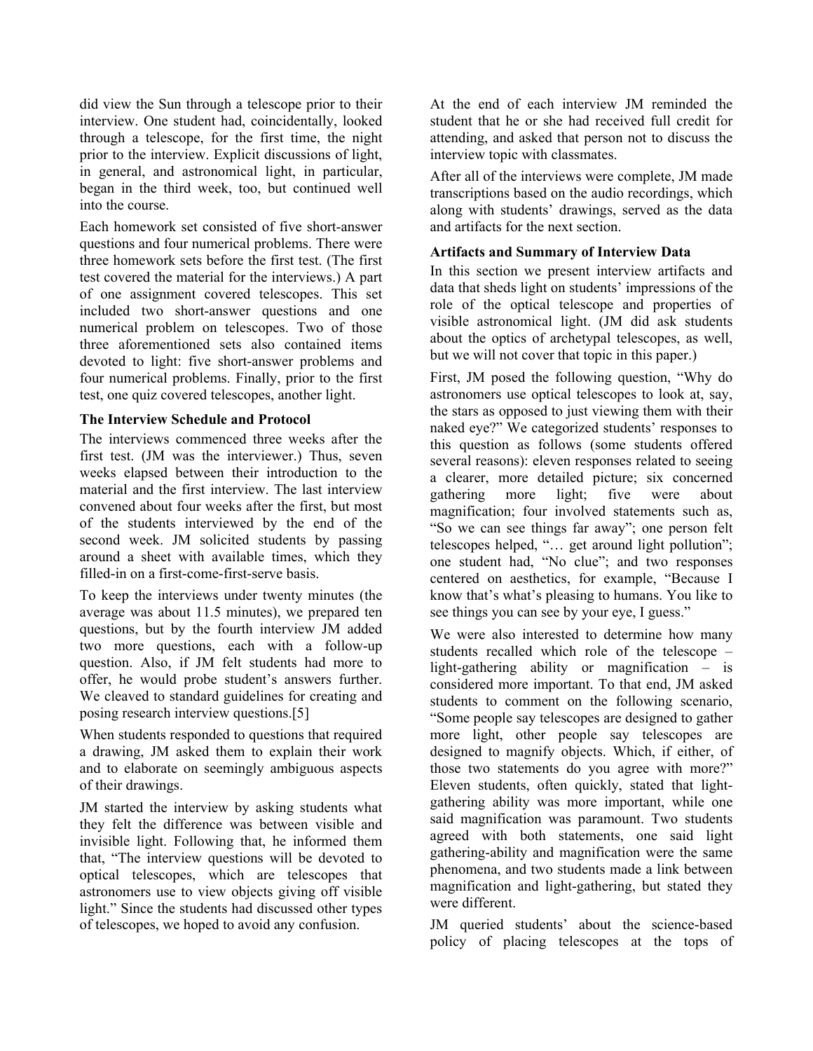did view the Sun through a telescope prior to their interview. One student had, coincidentally, looked through a telescope, for the first time, the night prior to the interview. Explicit discussions of light, in general, and astronomical light, in particular, began in the third week, too, but continued well into the course.

Each homework set consisted of five short-answer questions and four numerical problems. There were three homework sets before the first test. (The first test covered the material for the interviews.) A part of one assignment covered telescopes. This set included two short-answer questions and one numerical problem on telescopes. Two of those three aforementioned sets also contained items devoted to light: five short-answer problems and four numerical problems. Finally, prior to the first test, one quiz covered telescopes, another light.

### The Interview Schedule and Protocol

The interviews commenced three weeks after the first test. (JM was the interviewer.) Thus, seven weeks elapsed between their introduction to the material and the first interview. The last interview convened about four weeks after the first, but most of the students interviewed by the end of the second week. JM solicited students by passing around a sheet with available times, which they filled-in on a first-come-first-serve basis.

To keep the interviews under twenty minutes (the average was about 11.5 minutes), we prepared ten questions, but by the fourth interview JM added two more questions, each with a follow-up question. Also, if JM felt students had more to offer, he would probe student's answers further. We cleaved to standard guidelines for creating and posing research interview questions.[5]

When students responded to questions that required a drawing, JM asked them to explain their work and to elaborate on seemingly ambiguous aspects of their drawings.

JM started the interview by asking students what they felt the difference was between visible and invisible light. Following that, he informed them that, "The interview questions will be devoted to optical telescopes, which are telescopes that astronomers use to view objects giving off visible light." Since the students had discussed other types of telescopes, we hoped to avoid any confusion.

At the end of each interview JM reminded the student that he or she had received full credit for attending, and asked that person not to discuss the interview topic with classmates.

After all of the interviews were complete, JM made transcriptions based on the audio recordings, which along with students' drawings, served as the data and artifacts for the next section.

### Artifacts and Summary of Interview Data

In this section we present interview artifacts and data that sheds light on students' impressions of the role of the optical telescope and properties of visible astronomical light. (JM did ask students about the optics of archetypal telescopes, as well, but we will not cover that topic in this paper.)

First, JM posed the following question, "Why do astronomers use optical telescopes to look at, say, the stars as opposed to just viewing them with their naked eye?" We categorized students' responses to this question as follows (some students offered several reasons): eleven responses related to seeing a clearer, more detailed picture; six concerned gathering more light; five were about magnification; four involved statements such as, "So we can see things far away"; one person felt telescopes helped, "… get around light pollution"; one student had, "No clue"; and two responses centered on aesthetics, for example, "Because I know that's what's pleasing to humans. You like to see things you can see by your eye, I guess."

We were also interested to determine how many students recalled which role of the telescope – light-gathering ability or magnification – is considered more important. To that end, JM asked students to comment on the following scenario, "Some people say telescopes are designed to gather more light, other people say telescopes are designed to magnify objects. Which, if either, of those two statements do you agree with more?" Eleven students, often quickly, stated that light-gathering ability was more important, while one said magnification was paramount. Two students agreed with both statements, one said light gathering-ability and magnification were the same phenomena, and two students made a link between magnification and light-gathering, but stated they were different.

JM queried students' about the science-based policy of placing telescopes at the tops of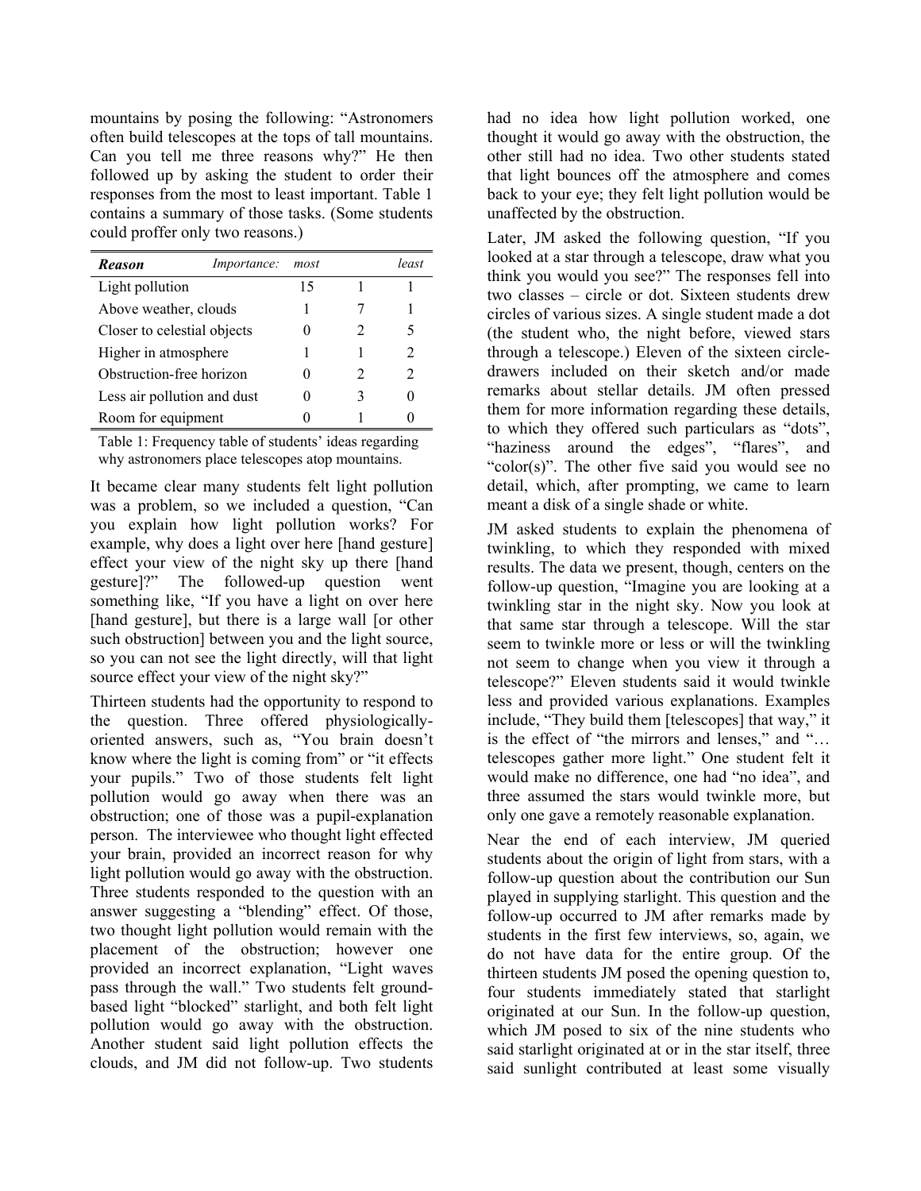mountains by posing the following: "Astronomers often build telescopes at the tops of tall mountains. Can you tell me three reasons why?" He then followed up by asking the student to order their responses from the most to least important. Table 1 contains a summary of those tasks. (Some students could proffer only two reasons.)

| ***Reason*** *Importance:* | *most* | | *least* |
|---|---|---|---|
| Light pollution | 15 | 1 | 1 |
| Above weather, clouds | 1 | 7 | 1 |
| Closer to celestial objects | 0 | 2 | 5 |
| Higher in atmosphere | 1 | 1 | 2 |
| Obstruction-free horizon | 0 | 2 | 2 |
| Less air pollution and dust | 0 | 3 | 0 |
| Room for equipment | 0 | 1 | 0 |

Table 1: Frequency table of students' ideas regarding why astronomers place telescopes atop mountains.

It became clear many students felt light pollution was a problem, so we included a question, "Can you explain how light pollution works? For example, why does a light over here [hand gesture] effect your view of the night sky up there [hand gesture]?" The followed-up question went something like, "If you have a light on over here [hand gesture], but there is a large wall [or other such obstruction] between you and the light source, so you can not see the light directly, will that light source effect your view of the night sky?"

Thirteen students had the opportunity to respond to the question. Three offered physiologically-oriented answers, such as, "You brain doesn't know where the light is coming from" or "it effects your pupils." Two of those students felt light pollution would go away when there was an obstruction; one of those was a pupil-explanation person. The interviewee who thought light effected your brain, provided an incorrect reason for why light pollution would go away with the obstruction. Three students responded to the question with an answer suggesting a "blending" effect. Of those, two thought light pollution would remain with the placement of the obstruction; however one provided an incorrect explanation, "Light waves pass through the wall." Two students felt ground-based light "blocked" starlight, and both felt light pollution would go away with the obstruction. Another student said light pollution effects the clouds, and JM did not follow-up. Two students had no idea how light pollution worked, one thought it would go away with the obstruction, the other still had no idea. Two other students stated that light bounces off the atmosphere and comes back to your eye; they felt light pollution would be unaffected by the obstruction.

Later, JM asked the following question, "If you looked at a star through a telescope, draw what you think you would you see?" The responses fell into two classes – circle or dot. Sixteen students drew circles of various sizes. A single student made a dot (the student who, the night before, viewed stars through a telescope.) Eleven of the sixteen circle-drawers included on their sketch and/or made remarks about stellar details. JM often pressed them for more information regarding these details, to which they offered such particulars as "dots", "haziness around the edges", "flares", and "color(s)". The other five said you would see no detail, which, after prompting, we came to learn meant a disk of a single shade or white.

JM asked students to explain the phenomena of twinkling, to which they responded with mixed results. The data we present, though, centers on the follow-up question, "Imagine you are looking at a twinkling star in the night sky. Now you look at that same star through a telescope. Will the star seem to twinkle more or less or will the twinkling not seem to change when you view it through a telescope?" Eleven students said it would twinkle less and provided various explanations. Examples include, "They build them [telescopes] that way," it is the effect of "the mirrors and lenses," and "… telescopes gather more light." One student felt it would make no difference, one had "no idea", and three assumed the stars would twinkle more, but only one gave a remotely reasonable explanation.

Near the end of each interview, JM queried students about the origin of light from stars, with a follow-up question about the contribution our Sun played in supplying starlight. This question and the follow-up occurred to JM after remarks made by students in the first few interviews, so, again, we do not have data for the entire group. Of the thirteen students JM posed the opening question to, four students immediately stated that starlight originated at our Sun. In the follow-up question, which JM posed to six of the nine students who said starlight originated at or in the star itself, three said sunlight contributed at least some visually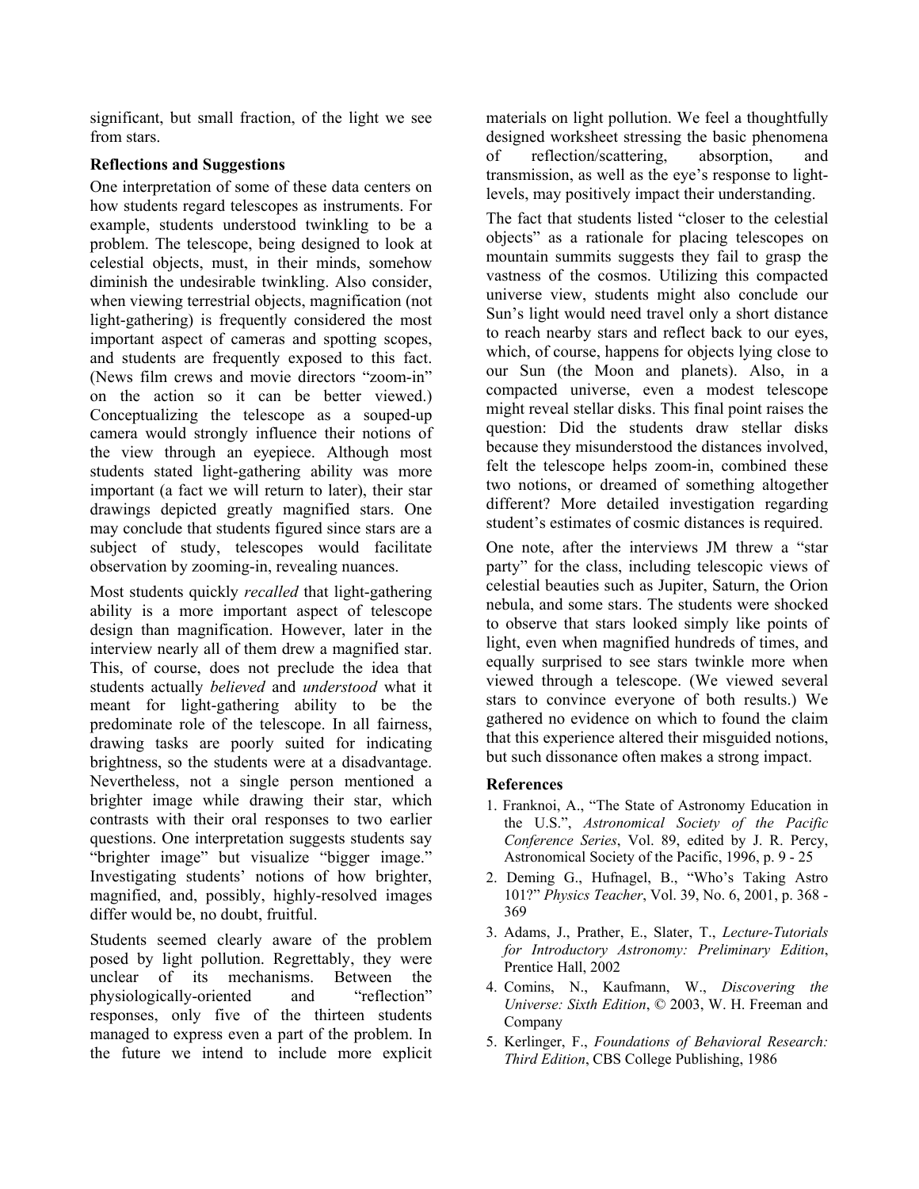significant, but small fraction, of the light we see from stars.

### Reflections and Suggestions

One interpretation of some of these data centers on how students regard telescopes as instruments. For example, students understood twinkling to be a problem. The telescope, being designed to look at celestial objects, must, in their minds, somehow diminish the undesirable twinkling. Also consider, when viewing terrestrial objects, magnification (not light-gathering) is frequently considered the most important aspect of cameras and spotting scopes, and students are frequently exposed to this fact. (News film crews and movie directors "zoom-in" on the action so it can be better viewed.) Conceptualizing the telescope as a souped-up camera would strongly influence their notions of the view through an eyepiece. Although most students stated light-gathering ability was more important (a fact we will return to later), their star drawings depicted greatly magnified stars. One may conclude that students figured since stars are a subject of study, telescopes would facilitate observation by zooming-in, revealing nuances.

Most students quickly *recalled* that light-gathering ability is a more important aspect of telescope design than magnification. However, later in the interview nearly all of them drew a magnified star. This, of course, does not preclude the idea that students actually *believed* and *understood* what it meant for light-gathering ability to be the predominate role of the telescope. In all fairness, drawing tasks are poorly suited for indicating brightness, so the students were at a disadvantage. Nevertheless, not a single person mentioned a brighter image while drawing their star, which contrasts with their oral responses to two earlier questions. One interpretation suggests students say "brighter image" but visualize "bigger image." Investigating students' notions of how brighter, magnified, and, possibly, highly-resolved images differ would be, no doubt, fruitful.

Students seemed clearly aware of the problem posed by light pollution. Regrettably, they were unclear of its mechanisms. Between the physiologically-oriented and "reflection" responses, only five of the thirteen students managed to express even a part of the problem. In the future we intend to include more explicit materials on light pollution. We feel a thoughtfully designed worksheet stressing the basic phenomena of reflection/scattering, absorption, and transmission, as well as the eye's response to light-levels, may positively impact their understanding.

The fact that students listed "closer to the celestial objects" as a rationale for placing telescopes on mountain summits suggests they fail to grasp the vastness of the cosmos. Utilizing this compacted universe view, students might also conclude our Sun's light would need travel only a short distance to reach nearby stars and reflect back to our eyes, which, of course, happens for objects lying close to our Sun (the Moon and planets). Also, in a compacted universe, even a modest telescope might reveal stellar disks. This final point raises the question: Did the students draw stellar disks because they misunderstood the distances involved, felt the telescope helps zoom-in, combined these two notions, or dreamed of something altogether different? More detailed investigation regarding student's estimates of cosmic distances is required.

One note, after the interviews JM threw a "star party" for the class, including telescopic views of celestial beauties such as Jupiter, Saturn, the Orion nebula, and some stars. The students were shocked to observe that stars looked simply like points of light, even when magnified hundreds of times, and equally surprised to see stars twinkle more when viewed through a telescope. (We viewed several stars to convince everyone of both results.) We gathered no evidence on which to found the claim that this experience altered their misguided notions, but such dissonance often makes a strong impact.

### References

1. Franknoi, A., "The State of Astronomy Education in the U.S.", *Astronomical Society of the Pacific Conference Series*, Vol. 89, edited by J. R. Percy, Astronomical Society of the Pacific, 1996, p. 9 - 25
2. Deming G., Hufnagel, B., "Who's Taking Astro 101?" *Physics Teacher*, Vol. 39, No. 6, 2001, p. 368 - 369
3. Adams, J., Prather, E., Slater, T., *Lecture-Tutorials for Introductory Astronomy: Preliminary Edition*, Prentice Hall, 2002
4. Comins, N., Kaufmann, W., *Discovering the Universe: Sixth Edition*, © 2003, W. H. Freeman and Company
5. Kerlinger, F., *Foundations of Behavioral Research: Third Edition*, CBS College Publishing, 1986